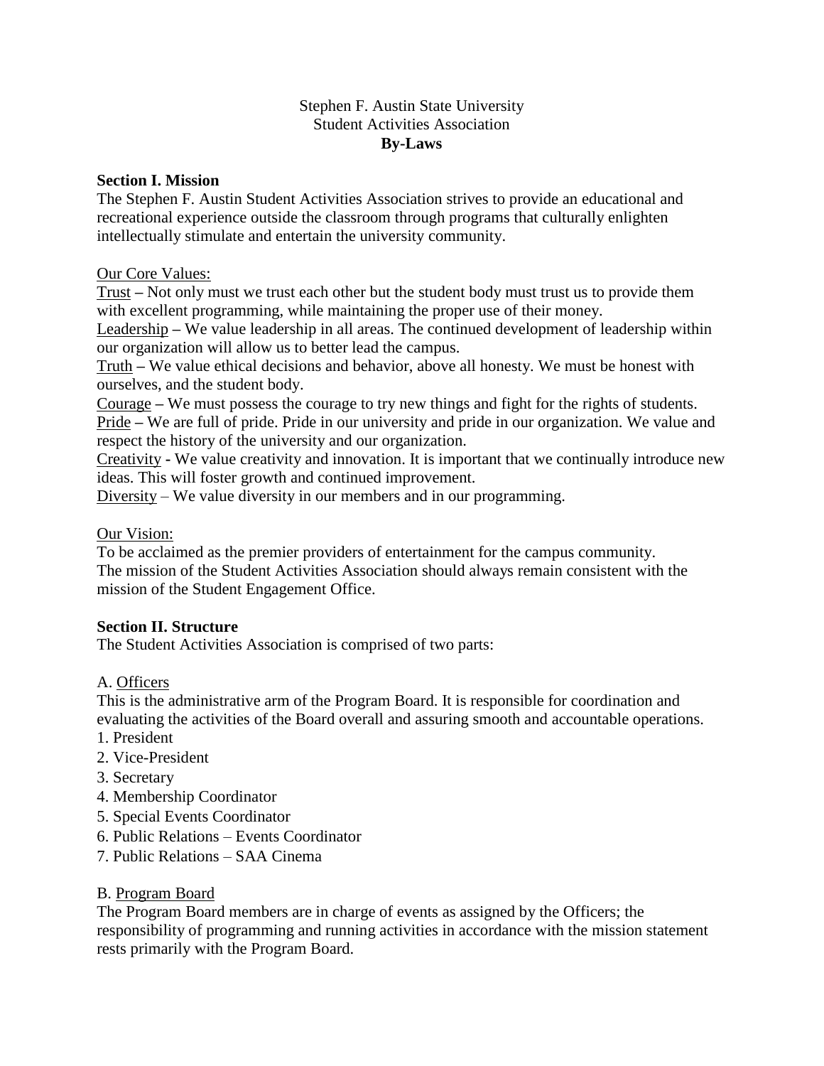# Stephen F. Austin State University
# Student Activities Association
# **By-Laws**

## Section I. Mission

The Stephen F. Austin Student Activities Association strives to provide an educational and recreational experience outside the classroom through programs that culturally enlighten intellectually stimulate and entertain the university community.

Our Core Values:

Trust – Not only must we trust each other but the student body must trust us to provide them with excellent programming, while maintaining the proper use of their money.
Leadership – We value leadership in all areas. The continued development of leadership within our organization will allow us to better lead the campus.
Truth – We value ethical decisions and behavior, above all honesty. We must be honest with ourselves, and the student body.
Courage – We must possess the courage to try new things and fight for the rights of students.
Pride – We are full of pride. Pride in our university and pride in our organization. We value and respect the history of the university and our organization.
Creativity - We value creativity and innovation. It is important that we continually introduce new ideas. This will foster growth and continued improvement.
Diversity – We value diversity in our members and in our programming.

Our Vision:

To be acclaimed as the premier providers of entertainment for the campus community.
The mission of the Student Activities Association should always remain consistent with the mission of the Student Engagement Office.

## Section II. Structure

The Student Activities Association is comprised of two parts:

A. Officers

This is the administrative arm of the Program Board. It is responsible for coordination and evaluating the activities of the Board overall and assuring smooth and accountable operations.

1. President
2. Vice-President
3. Secretary
4. Membership Coordinator
5. Special Events Coordinator
6. Public Relations – Events Coordinator
7. Public Relations – SAA Cinema

B. Program Board

The Program Board members are in charge of events as assigned by the Officers; the responsibility of programming and running activities in accordance with the mission statement rests primarily with the Program Board.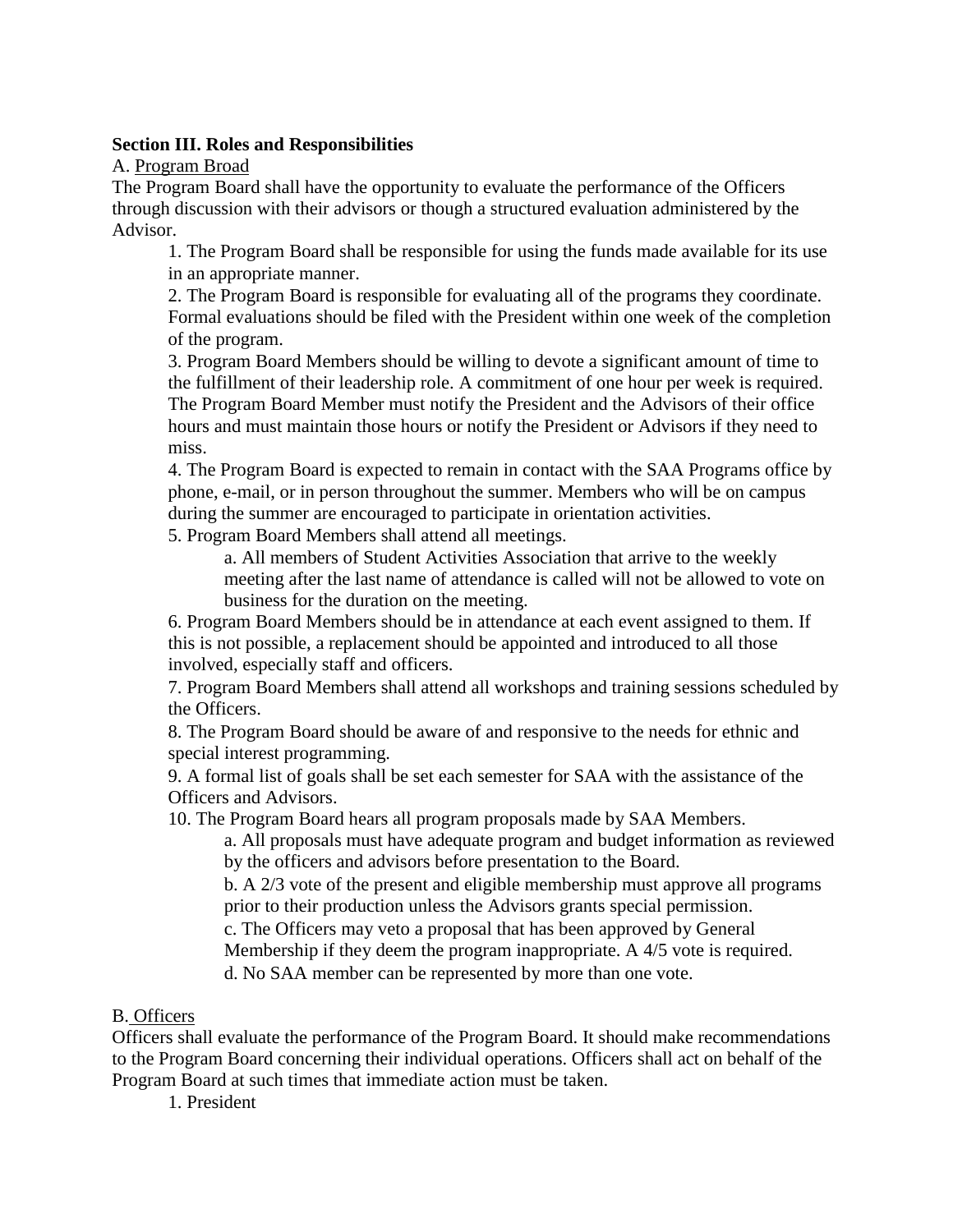**Section III. Roles and Responsibilities**

A. Program Broad

The Program Board shall have the opportunity to evaluate the performance of the Officers through discussion with their advisors or though a structured evaluation administered by the Advisor.

1. The Program Board shall be responsible for using the funds made available for its use in an appropriate manner.
2. The Program Board is responsible for evaluating all of the programs they coordinate. Formal evaluations should be filed with the President within one week of the completion of the program.
3. Program Board Members should be willing to devote a significant amount of time to the fulfillment of their leadership role. A commitment of one hour per week is required. The Program Board Member must notify the President and the Advisors of their office hours and must maintain those hours or notify the President or Advisors if they need to miss.
4. The Program Board is expected to remain in contact with the SAA Programs office by phone, e-mail, or in person throughout the summer. Members who will be on campus during the summer are encouraged to participate in orientation activities.
5. Program Board Members shall attend all meetings.
    a. All members of Student Activities Association that arrive to the weekly meeting after the last name of attendance is called will not be allowed to vote on business for the duration on the meeting.
6. Program Board Members should be in attendance at each event assigned to them. If this is not possible, a replacement should be appointed and introduced to all those involved, especially staff and officers.
7. Program Board Members shall attend all workshops and training sessions scheduled by the Officers.
8. The Program Board should be aware of and responsive to the needs for ethnic and special interest programming.
9. A formal list of goals shall be set each semester for SAA with the assistance of the Officers and Advisors.
10. The Program Board hears all program proposals made by SAA Members.
    a. All proposals must have adequate program and budget information as reviewed by the officers and advisors before presentation to the Board.
    b. A 2/3 vote of the present and eligible membership must approve all programs prior to their production unless the Advisors grants special permission.
    c. The Officers may veto a proposal that has been approved by General Membership if they deem the program inappropriate. A 4/5 vote is required.
    d. No SAA member can be represented by more than one vote.

B. Officers

Officers shall evaluate the performance of the Program Board. It should make recommendations to the Program Board concerning their individual operations. Officers shall act on behalf of the Program Board at such times that immediate action must be taken.

1. President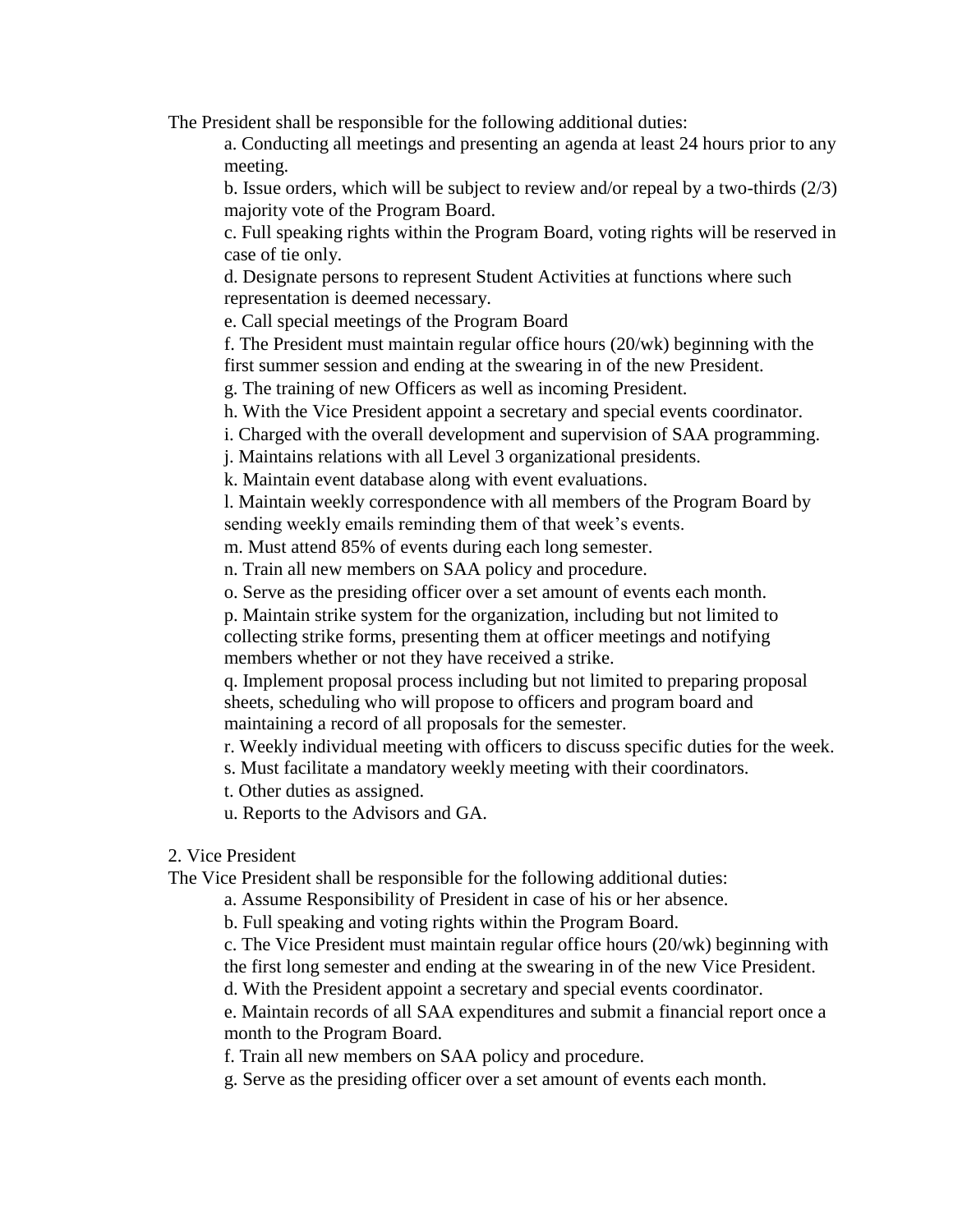The President shall be responsible for the following additional duties:

a. Conducting all meetings and presenting an agenda at least 24 hours prior to any meeting.

b. Issue orders, which will be subject to review and/or repeal by a two-thirds (2/3) majority vote of the Program Board.

c. Full speaking rights within the Program Board, voting rights will be reserved in case of tie only.

d. Designate persons to represent Student Activities at functions where such representation is deemed necessary.

e. Call special meetings of the Program Board

f. The President must maintain regular office hours (20/wk) beginning with the first summer session and ending at the swearing in of the new President.

g. The training of new Officers as well as incoming President.

h. With the Vice President appoint a secretary and special events coordinator.

i. Charged with the overall development and supervision of SAA programming.

j. Maintains relations with all Level 3 organizational presidents.

k. Maintain event database along with event evaluations.

l. Maintain weekly correspondence with all members of the Program Board by sending weekly emails reminding them of that week's events.

m. Must attend 85% of events during each long semester.

n. Train all new members on SAA policy and procedure.

o. Serve as the presiding officer over a set amount of events each month.

p. Maintain strike system for the organization, including but not limited to collecting strike forms, presenting them at officer meetings and notifying members whether or not they have received a strike.

q. Implement proposal process including but not limited to preparing proposal sheets, scheduling who will propose to officers and program board and maintaining a record of all proposals for the semester.

r. Weekly individual meeting with officers to discuss specific duties for the week.

s. Must facilitate a mandatory weekly meeting with their coordinators.

t. Other duties as assigned.

u. Reports to the Advisors and GA.

2. Vice President

The Vice President shall be responsible for the following additional duties:

a. Assume Responsibility of President in case of his or her absence.

b. Full speaking and voting rights within the Program Board.

c. The Vice President must maintain regular office hours (20/wk) beginning with the first long semester and ending at the swearing in of the new Vice President.

d. With the President appoint a secretary and special events coordinator.

e. Maintain records of all SAA expenditures and submit a financial report once a month to the Program Board.

f. Train all new members on SAA policy and procedure.

g. Serve as the presiding officer over a set amount of events each month.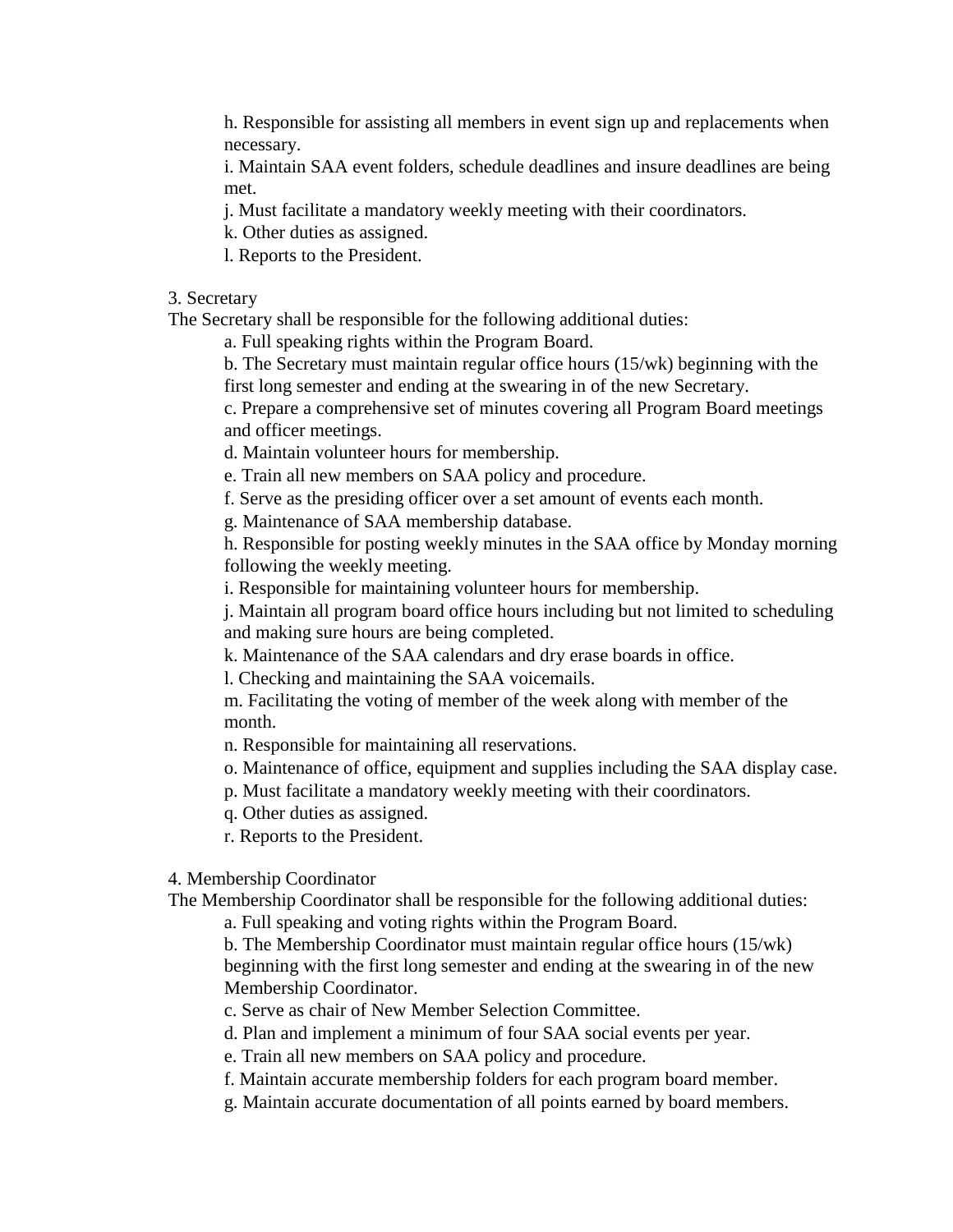h. Responsible for assisting all members in event sign up and replacements when necessary.

i. Maintain SAA event folders, schedule deadlines and insure deadlines are being met.

j. Must facilitate a mandatory weekly meeting with their coordinators.

k. Other duties as assigned.

l. Reports to the President.

3. Secretary

The Secretary shall be responsible for the following additional duties:

a. Full speaking rights within the Program Board.

b. The Secretary must maintain regular office hours (15/wk) beginning with the first long semester and ending at the swearing in of the new Secretary.

c. Prepare a comprehensive set of minutes covering all Program Board meetings and officer meetings.

d. Maintain volunteer hours for membership.

e. Train all new members on SAA policy and procedure.

f. Serve as the presiding officer over a set amount of events each month.

g. Maintenance of SAA membership database.

h. Responsible for posting weekly minutes in the SAA office by Monday morning following the weekly meeting.

i. Responsible for maintaining volunteer hours for membership.

j. Maintain all program board office hours including but not limited to scheduling and making sure hours are being completed.

k. Maintenance of the SAA calendars and dry erase boards in office.

l. Checking and maintaining the SAA voicemails.

m. Facilitating the voting of member of the week along with member of the month.

n. Responsible for maintaining all reservations.

o. Maintenance of office, equipment and supplies including the SAA display case.

p. Must facilitate a mandatory weekly meeting with their coordinators.

q. Other duties as assigned.

r. Reports to the President.

4. Membership Coordinator

The Membership Coordinator shall be responsible for the following additional duties:

a. Full speaking and voting rights within the Program Board.

b. The Membership Coordinator must maintain regular office hours (15/wk) beginning with the first long semester and ending at the swearing in of the new Membership Coordinator.

c. Serve as chair of New Member Selection Committee.

d. Plan and implement a minimum of four SAA social events per year.

e. Train all new members on SAA policy and procedure.

f. Maintain accurate membership folders for each program board member.

g. Maintain accurate documentation of all points earned by board members.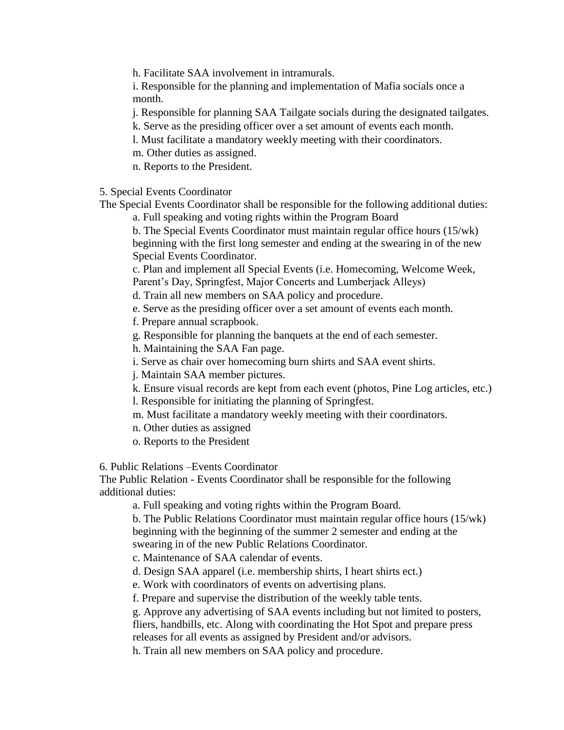h. Facilitate SAA involvement in intramurals.

i. Responsible for the planning and implementation of Mafia socials once a month.

j. Responsible for planning SAA Tailgate socials during the designated tailgates.

k. Serve as the presiding officer over a set amount of events each month.

l. Must facilitate a mandatory weekly meeting with their coordinators.

m. Other duties as assigned.

n. Reports to the President.

5. Special Events Coordinator

The Special Events Coordinator shall be responsible for the following additional duties:

a. Full speaking and voting rights within the Program Board

b. The Special Events Coordinator must maintain regular office hours (15/wk) beginning with the first long semester and ending at the swearing in of the new Special Events Coordinator.

c. Plan and implement all Special Events (i.e. Homecoming, Welcome Week, Parent's Day, Springfest, Major Concerts and Lumberjack Alleys)

d. Train all new members on SAA policy and procedure.

e. Serve as the presiding officer over a set amount of events each month.

f. Prepare annual scrapbook.

g. Responsible for planning the banquets at the end of each semester.

h. Maintaining the SAA Fan page.

i. Serve as chair over homecoming burn shirts and SAA event shirts.

j. Maintain SAA member pictures.

k. Ensure visual records are kept from each event (photos, Pine Log articles, etc.)

l. Responsible for initiating the planning of Springfest.

m. Must facilitate a mandatory weekly meeting with their coordinators.

n. Other duties as assigned

o. Reports to the President

6. Public Relations –Events Coordinator

The Public Relation - Events Coordinator shall be responsible for the following additional duties:

a. Full speaking and voting rights within the Program Board.

b. The Public Relations Coordinator must maintain regular office hours (15/wk) beginning with the beginning of the summer 2 semester and ending at the swearing in of the new Public Relations Coordinator.

c. Maintenance of SAA calendar of events.

d. Design SAA apparel (i.e. membership shirts, I heart shirts ect.)

e. Work with coordinators of events on advertising plans.

f. Prepare and supervise the distribution of the weekly table tents.

g. Approve any advertising of SAA events including but not limited to posters, fliers, handbills, etc. Along with coordinating the Hot Spot and prepare press releases for all events as assigned by President and/or advisors.

h. Train all new members on SAA policy and procedure.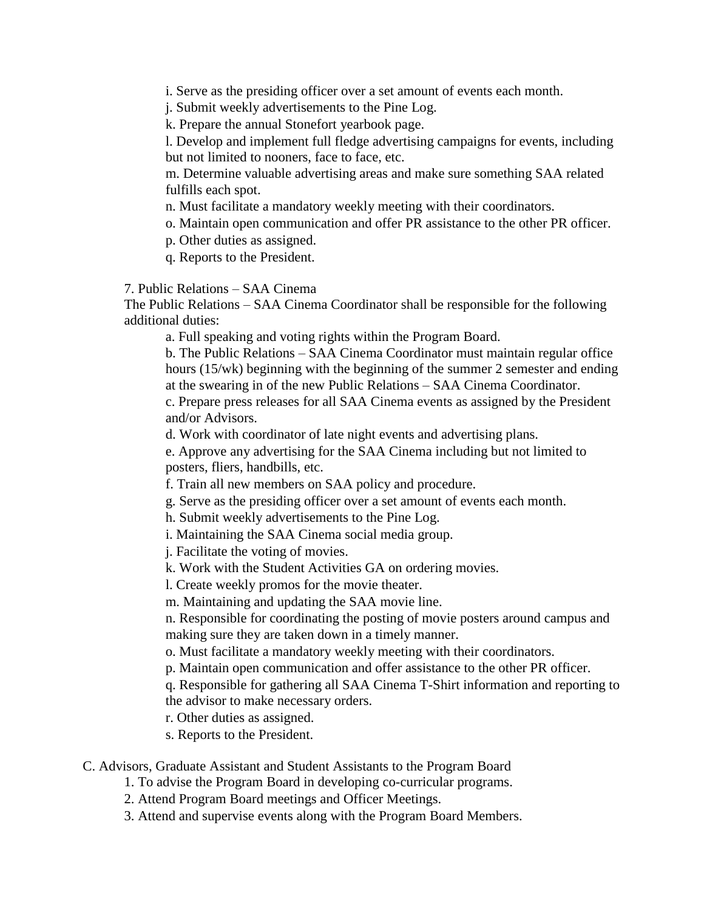i. Serve as the presiding officer over a set amount of events each month.

j. Submit weekly advertisements to the Pine Log.

k. Prepare the annual Stonefort yearbook page.

l. Develop and implement full fledge advertising campaigns for events, including but not limited to nooners, face to face, etc.

m. Determine valuable advertising areas and make sure something SAA related fulfills each spot.

n. Must facilitate a mandatory weekly meeting with their coordinators.

o. Maintain open communication and offer PR assistance to the other PR officer.

p. Other duties as assigned.

q. Reports to the President.

7. Public Relations – SAA Cinema

The Public Relations – SAA Cinema Coordinator shall be responsible for the following additional duties:

a. Full speaking and voting rights within the Program Board.

b. The Public Relations – SAA Cinema Coordinator must maintain regular office hours (15/wk) beginning with the beginning of the summer 2 semester and ending at the swearing in of the new Public Relations – SAA Cinema Coordinator.

c. Prepare press releases for all SAA Cinema events as assigned by the President and/or Advisors.

d. Work with coordinator of late night events and advertising plans.

e. Approve any advertising for the SAA Cinema including but not limited to posters, fliers, handbills, etc.

f. Train all new members on SAA policy and procedure.

g. Serve as the presiding officer over a set amount of events each month.

h. Submit weekly advertisements to the Pine Log.

i. Maintaining the SAA Cinema social media group.

j. Facilitate the voting of movies.

k. Work with the Student Activities GA on ordering movies.

l. Create weekly promos for the movie theater.

m. Maintaining and updating the SAA movie line.

n. Responsible for coordinating the posting of movie posters around campus and making sure they are taken down in a timely manner.

o. Must facilitate a mandatory weekly meeting with their coordinators.

p. Maintain open communication and offer assistance to the other PR officer.

q. Responsible for gathering all SAA Cinema T-Shirt information and reporting to the advisor to make necessary orders.

r. Other duties as assigned.

s. Reports to the President.

C. Advisors, Graduate Assistant and Student Assistants to the Program Board

1. To advise the Program Board in developing co-curricular programs.

2. Attend Program Board meetings and Officer Meetings.

3. Attend and supervise events along with the Program Board Members.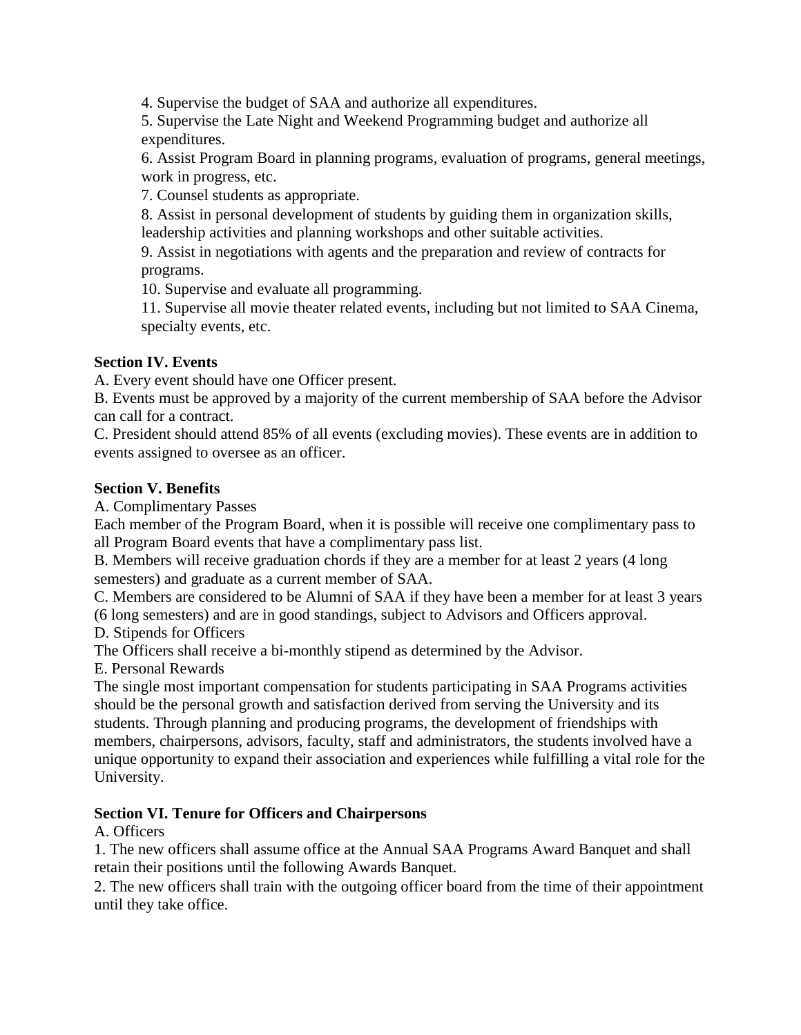4. Supervise the budget of SAA and authorize all expenditures.
5. Supervise the Late Night and Weekend Programming budget and authorize all expenditures.
6. Assist Program Board in planning programs, evaluation of programs, general meetings, work in progress, etc.
7. Counsel students as appropriate.
8. Assist in personal development of students by guiding them in organization skills, leadership activities and planning workshops and other suitable activities.
9. Assist in negotiations with agents and the preparation and review of contracts for programs.
10. Supervise and evaluate all programming.
11. Supervise all movie theater related events, including but not limited to SAA Cinema, specialty events, etc.

**Section IV. Events**

A. Every event should have one Officer present.
B. Events must be approved by a majority of the current membership of SAA before the Advisor can call for a contract.
C. President should attend 85% of all events (excluding movies). These events are in addition to events assigned to oversee as an officer.

**Section V. Benefits**

A. Complimentary Passes
Each member of the Program Board, when it is possible will receive one complimentary pass to all Program Board events that have a complimentary pass list.
B. Members will receive graduation chords if they are a member for at least 2 years (4 long semesters) and graduate as a current member of SAA.
C. Members are considered to be Alumni of SAA if they have been a member for at least 3 years (6 long semesters) and are in good standings, subject to Advisors and Officers approval.
D. Stipends for Officers
The Officers shall receive a bi-monthly stipend as determined by the Advisor.
E. Personal Rewards
The single most important compensation for students participating in SAA Programs activities should be the personal growth and satisfaction derived from serving the University and its students. Through planning and producing programs, the development of friendships with members, chairpersons, advisors, faculty, staff and administrators, the students involved have a unique opportunity to expand their association and experiences while fulfilling a vital role for the University.

**Section VI. Tenure for Officers and Chairpersons**

A. Officers
1. The new officers shall assume office at the Annual SAA Programs Award Banquet and shall retain their positions until the following Awards Banquet.
2. The new officers shall train with the outgoing officer board from the time of their appointment until they take office.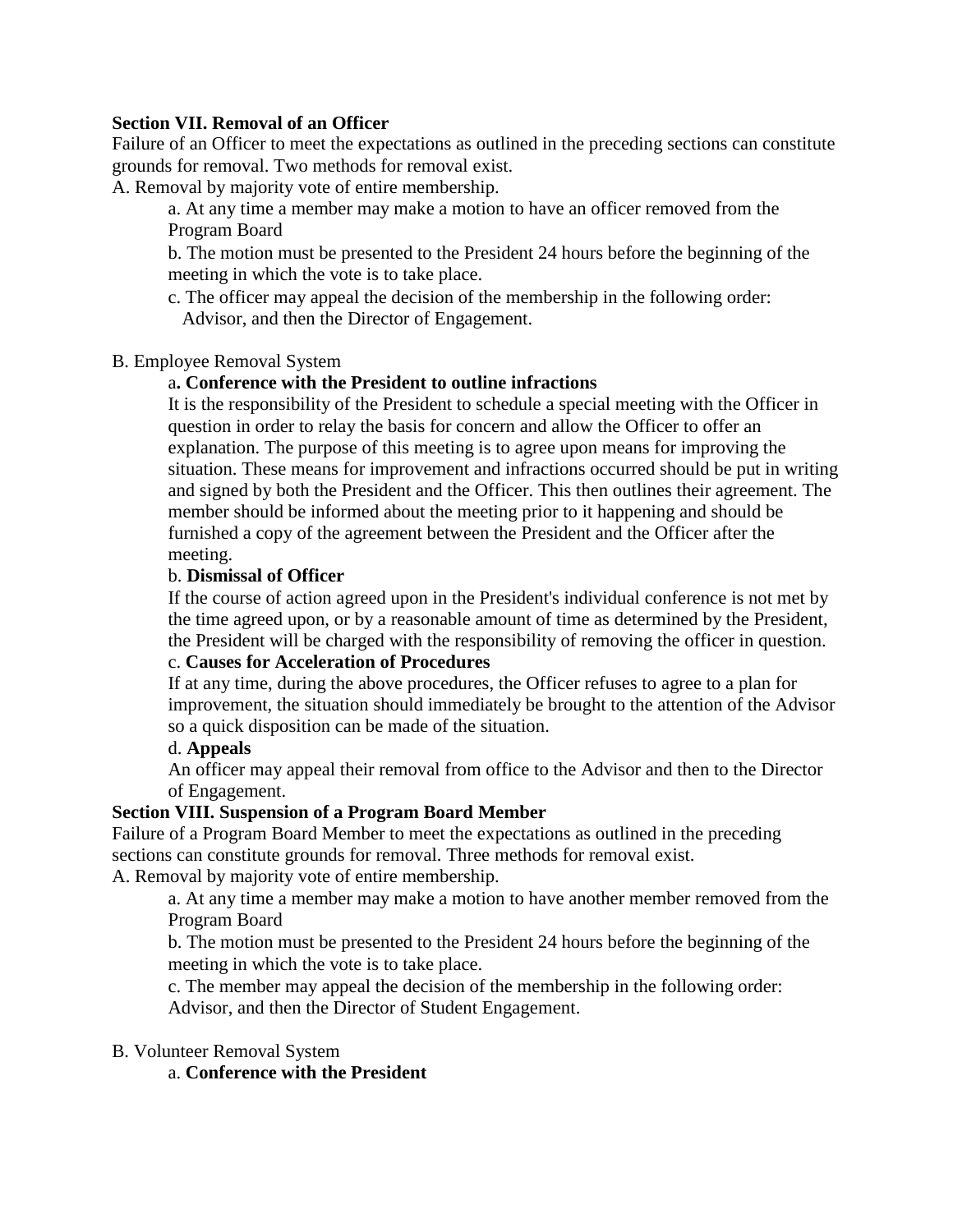**Section VII. Removal of an Officer**

Failure of an Officer to meet the expectations as outlined in the preceding sections can constitute grounds for removal. Two methods for removal exist.

A. Removal by majority vote of entire membership.

a. At any time a member may make a motion to have an officer removed from the Program Board

b. The motion must be presented to the President 24 hours before the beginning of the meeting in which the vote is to take place.

c. The officer may appeal the decision of the membership in the following order: Advisor, and then the Director of Engagement.

B. Employee Removal System

a**. Conference with the President to outline infractions**

It is the responsibility of the President to schedule a special meeting with the Officer in question in order to relay the basis for concern and allow the Officer to offer an explanation. The purpose of this meeting is to agree upon means for improving the situation. These means for improvement and infractions occurred should be put in writing and signed by both the President and the Officer. This then outlines their agreement. The member should be informed about the meeting prior to it happening and should be furnished a copy of the agreement between the President and the Officer after the meeting.

b. **Dismissal of Officer**

If the course of action agreed upon in the President's individual conference is not met by the time agreed upon, or by a reasonable amount of time as determined by the President, the President will be charged with the responsibility of removing the officer in question.

c. **Causes for Acceleration of Procedures**

If at any time, during the above procedures, the Officer refuses to agree to a plan for improvement, the situation should immediately be brought to the attention of the Advisor so a quick disposition can be made of the situation.

d. **Appeals**

An officer may appeal their removal from office to the Advisor and then to the Director of Engagement.

**Section VIII. Suspension of a Program Board Member**

Failure of a Program Board Member to meet the expectations as outlined in the preceding sections can constitute grounds for removal. Three methods for removal exist.

A. Removal by majority vote of entire membership.

a. At any time a member may make a motion to have another member removed from the Program Board

b. The motion must be presented to the President 24 hours before the beginning of the meeting in which the vote is to take place.

c. The member may appeal the decision of the membership in the following order: Advisor, and then the Director of Student Engagement.

B. Volunteer Removal System

a. **Conference with the President**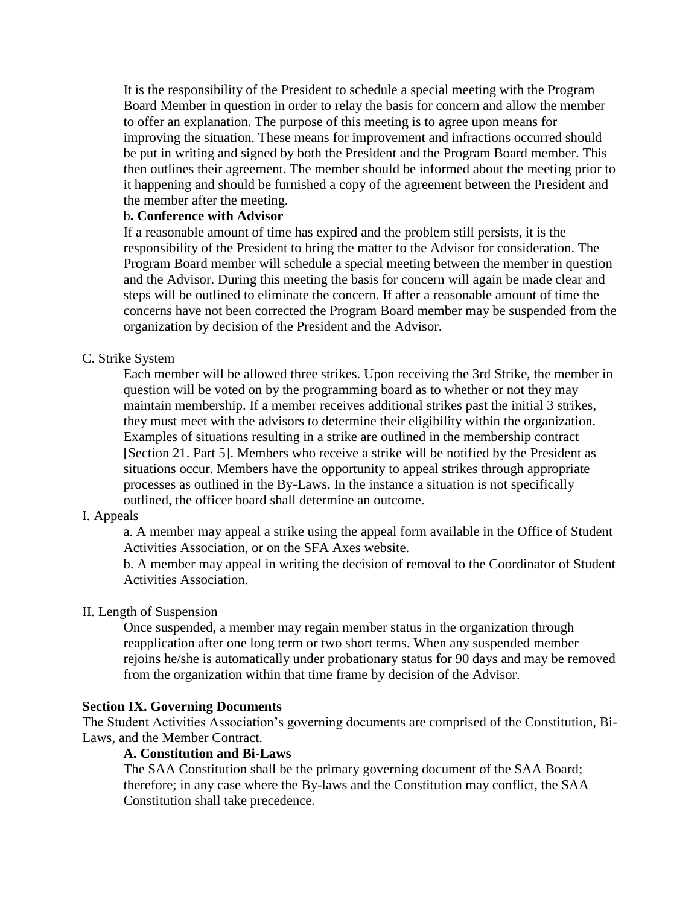It is the responsibility of the President to schedule a special meeting with the Program Board Member in question in order to relay the basis for concern and allow the member to offer an explanation. The purpose of this meeting is to agree upon means for improving the situation. These means for improvement and infractions occurred should be put in writing and signed by both the President and the Program Board member. This then outlines their agreement. The member should be informed about the meeting prior to it happening and should be furnished a copy of the agreement between the President and the member after the meeting.

**b. Conference with Advisor**

If a reasonable amount of time has expired and the problem still persists, it is the responsibility of the President to bring the matter to the Advisor for consideration. The Program Board member will schedule a special meeting between the member in question and the Advisor. During this meeting the basis for concern will again be made clear and steps will be outlined to eliminate the concern. If after a reasonable amount of time the concerns have not been corrected the Program Board member may be suspended from the organization by decision of the President and the Advisor.

C. Strike System

Each member will be allowed three strikes. Upon receiving the 3rd Strike, the member in question will be voted on by the programming board as to whether or not they may maintain membership. If a member receives additional strikes past the initial 3 strikes, they must meet with the advisors to determine their eligibility within the organization. Examples of situations resulting in a strike are outlined in the membership contract [Section 21. Part 5]. Members who receive a strike will be notified by the President as situations occur. Members have the opportunity to appeal strikes through appropriate processes as outlined in the By-Laws. In the instance a situation is not specifically outlined, the officer board shall determine an outcome.

I. Appeals

a. A member may appeal a strike using the appeal form available in the Office of Student Activities Association, or on the SFA Axes website.

b. A member may appeal in writing the decision of removal to the Coordinator of Student Activities Association.

II. Length of Suspension

Once suspended, a member may regain member status in the organization through reapplication after one long term or two short terms. When any suspended member rejoins he/she is automatically under probationary status for 90 days and may be removed from the organization within that time frame by decision of the Advisor.

**Section IX. Governing Documents**

The Student Activities Association's governing documents are comprised of the Constitution, Bi-Laws, and the Member Contract.

**A. Constitution and Bi-Laws**

The SAA Constitution shall be the primary governing document of the SAA Board; therefore; in any case where the By-laws and the Constitution may conflict, the SAA Constitution shall take precedence.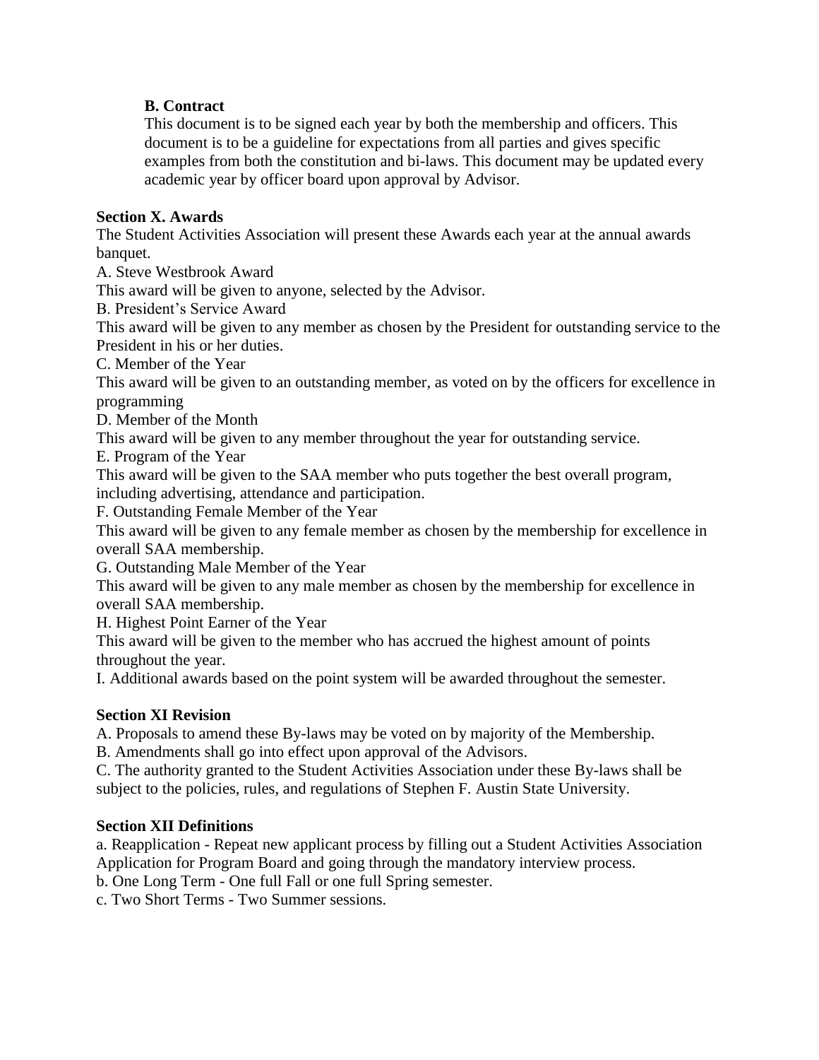**B. Contract**

This document is to be signed each year by both the membership and officers. This document is to be a guideline for expectations from all parties and gives specific examples from both the constitution and bi-laws. This document may be updated every academic year by officer board upon approval by Advisor.

**Section X. Awards**

The Student Activities Association will present these Awards each year at the annual awards banquet.

A. Steve Westbrook Award

This award will be given to anyone, selected by the Advisor.

B. President's Service Award

This award will be given to any member as chosen by the President for outstanding service to the President in his or her duties.

C. Member of the Year

This award will be given to an outstanding member, as voted on by the officers for excellence in programming

D. Member of the Month

This award will be given to any member throughout the year for outstanding service.

E. Program of the Year

This award will be given to the SAA member who puts together the best overall program, including advertising, attendance and participation.

F. Outstanding Female Member of the Year

This award will be given to any female member as chosen by the membership for excellence in overall SAA membership.

G. Outstanding Male Member of the Year

This award will be given to any male member as chosen by the membership for excellence in overall SAA membership.

H. Highest Point Earner of the Year

This award will be given to the member who has accrued the highest amount of points throughout the year.

I. Additional awards based on the point system will be awarded throughout the semester.

**Section XI Revision**

A. Proposals to amend these By-laws may be voted on by majority of the Membership.

B. Amendments shall go into effect upon approval of the Advisors.

C. The authority granted to the Student Activities Association under these By-laws shall be subject to the policies, rules, and regulations of Stephen F. Austin State University.

**Section XII Definitions**

a. Reapplication - Repeat new applicant process by filling out a Student Activities Association Application for Program Board and going through the mandatory interview process.

b. One Long Term - One full Fall or one full Spring semester.

c. Two Short Terms - Two Summer sessions.